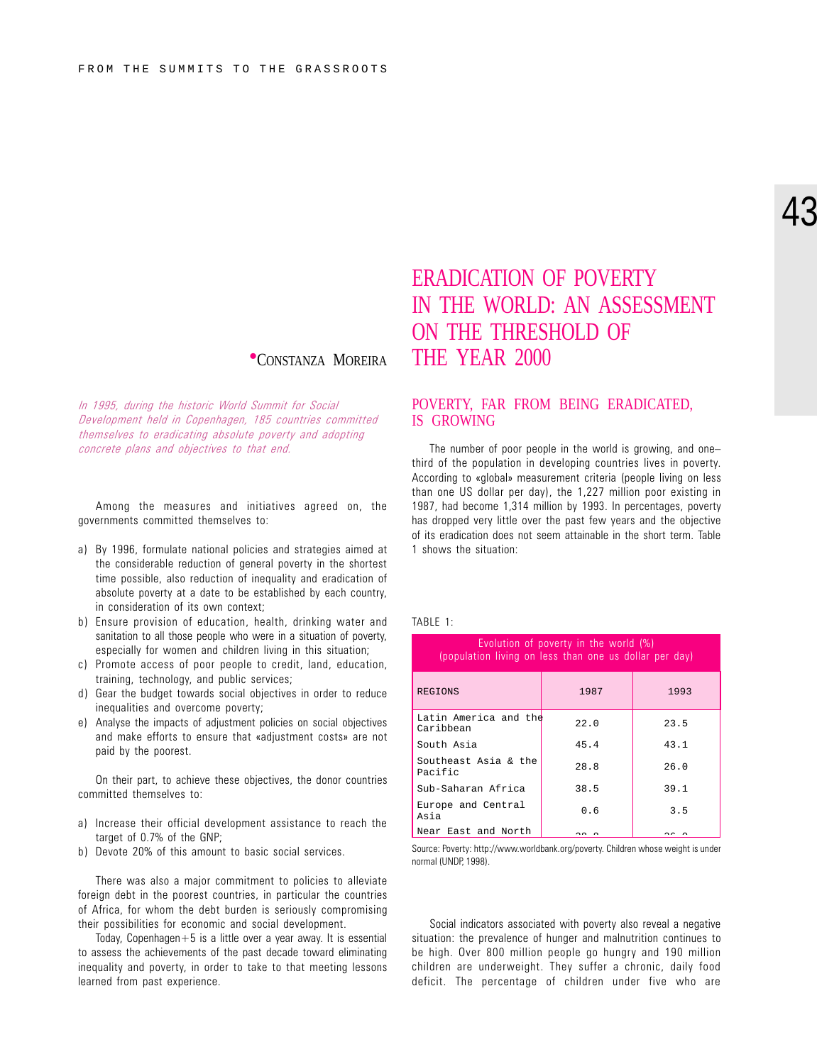# ERADICATION OF POVERTY IN THE WORLD: AN ASSESSMENT ON THE THRESHOLD OF THE YEAR 2000

• CONSTANZA MOREIRA

*In 1995, during the historic World Summit for Social Development held in Copenhagen, 185 countries committed themselves to eradicating absolute poverty and adopting concrete plans and objectives to that end.*

Among the measures and initiatives agreed on, the governments committed themselves to:

a) By 1996, formulate national policies and strategies aimed at the considerable reduction of general poverty in the shortest time possible, also reduction of inequality and eradication of absolute poverty at a date to be established by each country, in consideration of its own context;
b) Ensure provision of education, health, drinking water and sanitation to all those people who were in a situation of poverty, especially for women and children living in this situation;
c) Promote access of poor people to credit, land, education, training, technology, and public services;
d) Gear the budget towards social objectives in order to reduce inequalities and overcome poverty;
e) Analyse the impacts of adjustment policies on social objectives and make efforts to ensure that «adjustment costs» are not paid by the poorest.

On their part, to achieve these objectives, the donor countries committed themselves to:

a) Increase their official development assistance to reach the target of 0.7% of the GNP;
b) Devote 20% of this amount to basic social services.

There was also a major commitment to policies to alleviate foreign debt in the poorest countries, in particular the countries of Africa, for whom the debt burden is seriously compromising their possibilities for economic and social development.

Today, Copenhagen+5 is a little over a year away. It is essential to assess the achievements of the past decade toward eliminating inequality and poverty, in order to take to that meeting lessons learned from past experience.

## POVERTY, FAR FROM BEING ERADICATED, IS GROWING

The number of poor people in the world is growing, and one–third of the population in developing countries lives in poverty. According to «global» measurement criteria (people living on less than one US dollar per day), the 1,227 million poor existing in 1987, had become 1,314 million by 1993. In percentages, poverty has dropped very little over the past few years and the objective of its eradication does not seem attainable in the short term. Table 1 shows the situation:

TABLE 1:

Evolution of poverty in the world (%)
(population living on less than one us dollar per day)

| REGIONS | 1987 | 1993 |
|---|---|---|
| Latin America and the Caribbean | 22.0 | 23.5 |
| South Asia | 45.4 | 43.1 |
| Southeast Asia & the Pacific | 28.8 | 26.0 |
| Sub-Saharan Africa | 38.5 | 39.1 |
| Europe and Central Asia | 0.6 | 3.5 |
| Near East and North | | |

Source: Poverty: http://www.worldbank.org/poverty. Children whose weight is under normal (UNDP, 1998).

Social indicators associated with poverty also reveal a negative situation: the prevalence of hunger and malnutrition continues to be high. Over 800 million people go hungry and 190 million children are underweight. They suffer a chronic, daily food deficit. The percentage of children under five who are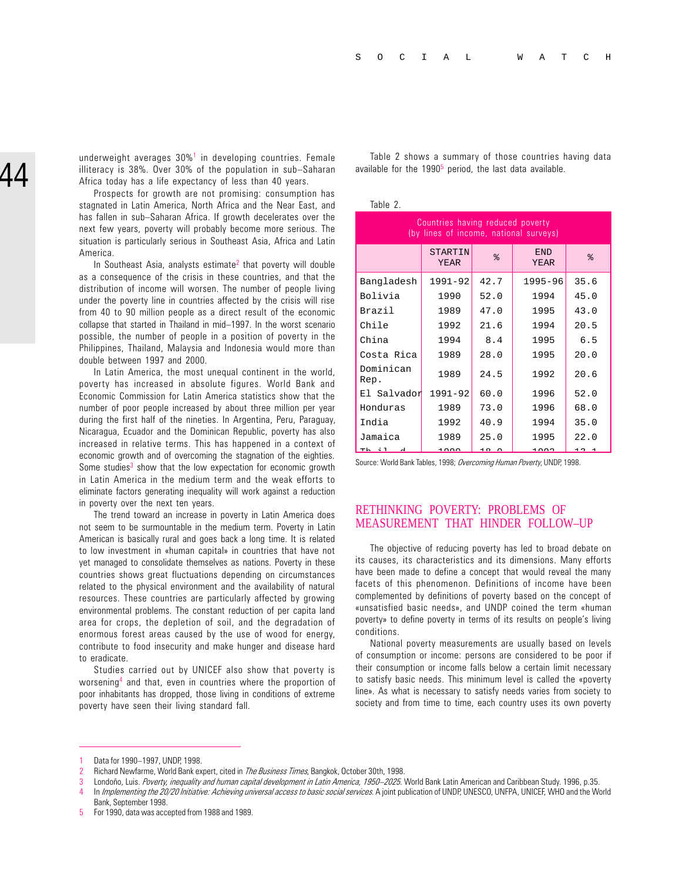underweight averages 30%[1] in developing countries. Female illiteracy is 38%. Over 30% of the population in sub–Saharan Africa today has a life expectancy of less than 40 years.

Prospects for growth are not promising: consumption has stagnated in Latin America, North Africa and the Near East, and has fallen in sub–Saharan Africa. If growth decelerates over the next few years, poverty will probably become more serious. The situation is particularly serious in Southeast Asia, Africa and Latin America.

In Southeast Asia, analysts estimate[2] that poverty will double as a consequence of the crisis in these countries, and that the distribution of income will worsen. The number of people living under the poverty line in countries affected by the crisis will rise from 40 to 90 million people as a direct result of the economic collapse that started in Thailand in mid–1997. In the worst scenario possible, the number of people in a position of poverty in the Philippines, Thailand, Malaysia and Indonesia would more than double between 1997 and 2000.

In Latin America, the most unequal continent in the world, poverty has increased in absolute figures. World Bank and Economic Commission for Latin America statistics show that the number of poor people increased by about three million per year during the first half of the nineties. In Argentina, Peru, Paraguay, Nicaragua, Ecuador and the Dominican Republic, poverty has also increased in relative terms. This has happened in a context of economic growth and of overcoming the stagnation of the eighties. Some studies[3] show that the low expectation for economic growth in Latin America in the medium term and the weak efforts to eliminate factors generating inequality will work against a reduction in poverty over the next ten years.

The trend toward an increase in poverty in Latin America does not seem to be surmountable in the medium term. Poverty in Latin American is basically rural and goes back a long time. It is related to low investment in «human capital» in countries that have not yet managed to consolidate themselves as nations. Poverty in these countries shows great fluctuations depending on circumstances related to the physical environment and the availability of natural resources. These countries are particularly affected by growing environmental problems. The constant reduction of per capita land area for crops, the depletion of soil, and the degradation of enormous forest areas caused by the use of wood for energy, contribute to food insecurity and make hunger and disease hard to eradicate.

Studies carried out by UNICEF also show that poverty is worsening[4] and that, even in countries where the proportion of poor inhabitants has dropped, those living in conditions of extreme poverty have seen their living standard fall.

Table 2 shows a summary of those countries having data available for the 1990[5] period, the last data available.

Table 2.

| Countries having reduced poverty (by lines of income, national surveys) | | | | |
|---|---|---|---|---|
| | STARTIN YEAR | % | END YEAR | % |
| Bangladesh | 1991-92 | 42.7 | 1995-96 | 35.6 |
| Bolivia | 1990 | 52.0 | 1994 | 45.0 |
| Brazil | 1989 | 47.0 | 1995 | 43.0 |
| Chile | 1992 | 21.6 | 1994 | 20.5 |
| China | 1994 | 8.4 | 1995 | 6.5 |
| Costa Rica | 1989 | 28.0 | 1995 | 20.0 |
| Dominican Rep. | 1989 | 24.5 | 1992 | 20.6 |
| El Salvador | 1991-92 | 60.0 | 1996 | 52.0 |
| Honduras | 1989 | 73.0 | 1996 | 68.0 |
| India | 1992 | 40.9 | 1994 | 35.0 |
| Jamaica | 1989 | 25.0 | 1995 | 22.0 |
| Thailand | 1990 | 18.0 | 1992 | 13.1 |

Source: World Bank Tables, 1998; *Overcoming Human Poverty*, UNDP, 1998.

## RETHINKING POVERTY: PROBLEMS OF MEASUREMENT THAT HINDER FOLLOW–UP

The objective of reducing poverty has led to broad debate on its causes, its characteristics and its dimensions. Many efforts have been made to define a concept that would reveal the many facets of this phenomenon. Definitions of income have been complemented by definitions of poverty based on the concept of «unsatisfied basic needs», and UNDP coined the term «human poverty» to define poverty in terms of its results on people's living conditions.

National poverty measurements are usually based on levels of consumption or income: persons are considered to be poor if their consumption or income falls below a certain limit necessary to satisfy basic needs. This minimum level is called the «poverty line». As what is necessary to satisfy needs varies from society to society and from time to time, each country uses its own poverty

---

1 Data for 1990–1997, UNDP, 1998.

2 Richard Newfarme, World Bank expert, cited in *The Business Times*, Bangkok, October 30th, 1998.

3 Londoño, Luis. *Poverty, inequality and human capital development in Latin America, 1950–2025*. World Bank Latin American and Caribbean Study. 1996, p.35.

4 In *Implementing the 20/20 Initiative: Achieving universal access to basic social services*. A joint publication of UNDP, UNESCO, UNFPA, UNICEF, WHO and the World Bank, September 1998.

5 For 1990, data was accepted from 1988 and 1989.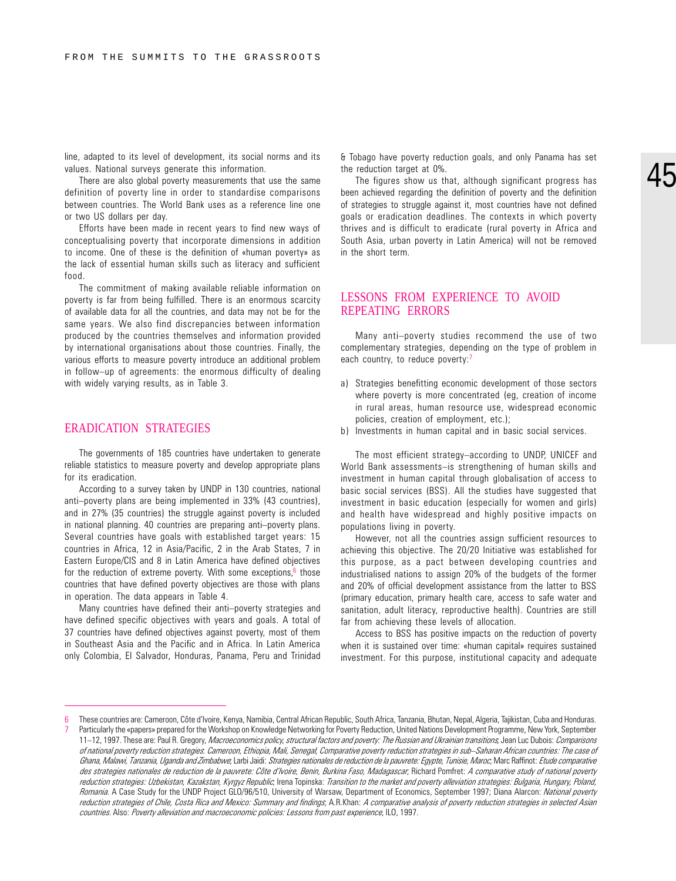line, adapted to its level of development, its social norms and its values. National surveys generate this information.

There are also global poverty measurements that use the same definition of poverty line in order to standardise comparisons between countries. The World Bank uses as a reference line one or two US dollars per day.

Efforts have been made in recent years to find new ways of conceptualising poverty that incorporate dimensions in addition to income. One of these is the definition of «human poverty» as the lack of essential human skills such as literacy and sufficient food.

The commitment of making available reliable information on poverty is far from being fulfilled. There is an enormous scarcity of available data for all the countries, and data may not be for the same years. We also find discrepancies between information produced by the countries themselves and information provided by international organisations about those countries. Finally, the various efforts to measure poverty introduce an additional problem in follow–up of agreements: the enormous difficulty of dealing with widely varying results, as in Table 3.

## ERADICATION STRATEGIES

The governments of 185 countries have undertaken to generate reliable statistics to measure poverty and develop appropriate plans for its eradication.

According to a survey taken by UNDP in 130 countries, national anti–poverty plans are being implemented in 33% (43 countries), and in 27% (35 countries) the struggle against poverty is included in national planning. 40 countries are preparing anti–poverty plans. Several countries have goals with established target years: 15 countries in Africa, 12 in Asia/Pacific, 2 in the Arab States, 7 in Eastern Europe/CIS and 8 in Latin America have defined objectives for the reduction of extreme poverty. With some exceptions,[6] those countries that have defined poverty objectives are those with plans in operation. The data appears in Table 4.

Many countries have defined their anti–poverty strategies and have defined specific objectives with years and goals. A total of 37 countries have defined objectives against poverty, most of them in Southeast Asia and the Pacific and in Africa. In Latin America only Colombia, El Salvador, Honduras, Panama, Peru and Trinidad & Tobago have poverty reduction goals, and only Panama has set the reduction target at 0%.

The figures show us that, although significant progress has been achieved regarding the definition of poverty and the definition of strategies to struggle against it, most countries have not defined goals or eradication deadlines. The contexts in which poverty thrives and is difficult to eradicate (rural poverty in Africa and South Asia, urban poverty in Latin America) will not be removed in the short term.

## LESSONS FROM EXPERIENCE TO AVOID REPEATING ERRORS

Many anti–poverty studies recommend the use of two complementary strategies, depending on the type of problem in each country, to reduce poverty:[7]

a) Strategies benefitting economic development of those sectors where poverty is more concentrated (eg, creation of income in rural areas, human resource use, widespread economic policies, creation of employment, etc.);
b) Investments in human capital and in basic social services.

The most efficient strategy–according to UNDP, UNICEF and World Bank assessments–is strengthening of human skills and investment in human capital through globalisation of access to basic social services (BSS). All the studies have suggested that investment in basic education (especially for women and girls) and health have widespread and highly positive impacts on populations living in poverty.

However, not all the countries assign sufficient resources to achieving this objective. The 20/20 Initiative was established for this purpose, as a pact between developing countries and industrialised nations to assign 20% of the budgets of the former and 20% of official development assistance from the latter to BSS (primary education, primary health care, access to safe water and sanitation, adult literacy, reproductive health). Countries are still far from achieving these levels of allocation.

Access to BSS has positive impacts on the reduction of poverty when it is sustained over time: «human capital» requires sustained investment. For this purpose, institutional capacity and adequate

---

6 These countries are: Cameroon, Côte d'Ivoire, Kenya, Namibia, Central African Republic, South Africa, Tanzania, Bhutan, Nepal, Algeria, Tajikistan, Cuba and Honduras.

7 Particularly the «papers» prepared for the Workshop on Knowledge Networking for Poverty Reduction, United Nations Development Programme, New York, September 11–12, 1997. These are: Paul R. Gregory, *Macroeconomics policy, structural factors and poverty: The Russian and Ukrainian transitions*; Jean Luc Dubois: *Comparisons of national poverty reduction strategies: Cameroon, Ethiopia, Mali, Senegal*, *Comparative poverty reduction strategies in sub–Saharan African countries: The case of Ghana, Malawi, Tanzania, Uganda and Zimbabwe*; Larbi Jaidi: *Strategies nationales de reduction de la pauvrete: Egypte, Tunisie, Maroc*; Marc Raffinot: *Etude comparative des strategies nationales de reduction de la pauvrete: Côte d'Ivoire, Benin, Burkina Faso, Madagascar*, Richard Pomfret: *A comparative study of national poverty reduction strategies: Uzbekistan, Kazakstan, Kyrgyz Republic*; Irena Topinska: *Transition to the market and poverty alleviation strategies: Bulgaria, Hungary, Poland, Romania*. A Case Study for the UNDP Project GLO/96/510, University of Warsaw, Department of Economics, September 1997; Diana Alarcon: *National poverty reduction strategies of Chile, Costa Rica and Mexico: Summary and findings*; A.R.Khan: *A comparative analysis of poverty reduction strategies in selected Asian countries*. Also: *Poverty alleviation and macroeconomic policies: Lessons from past experience*, ILO, 1997.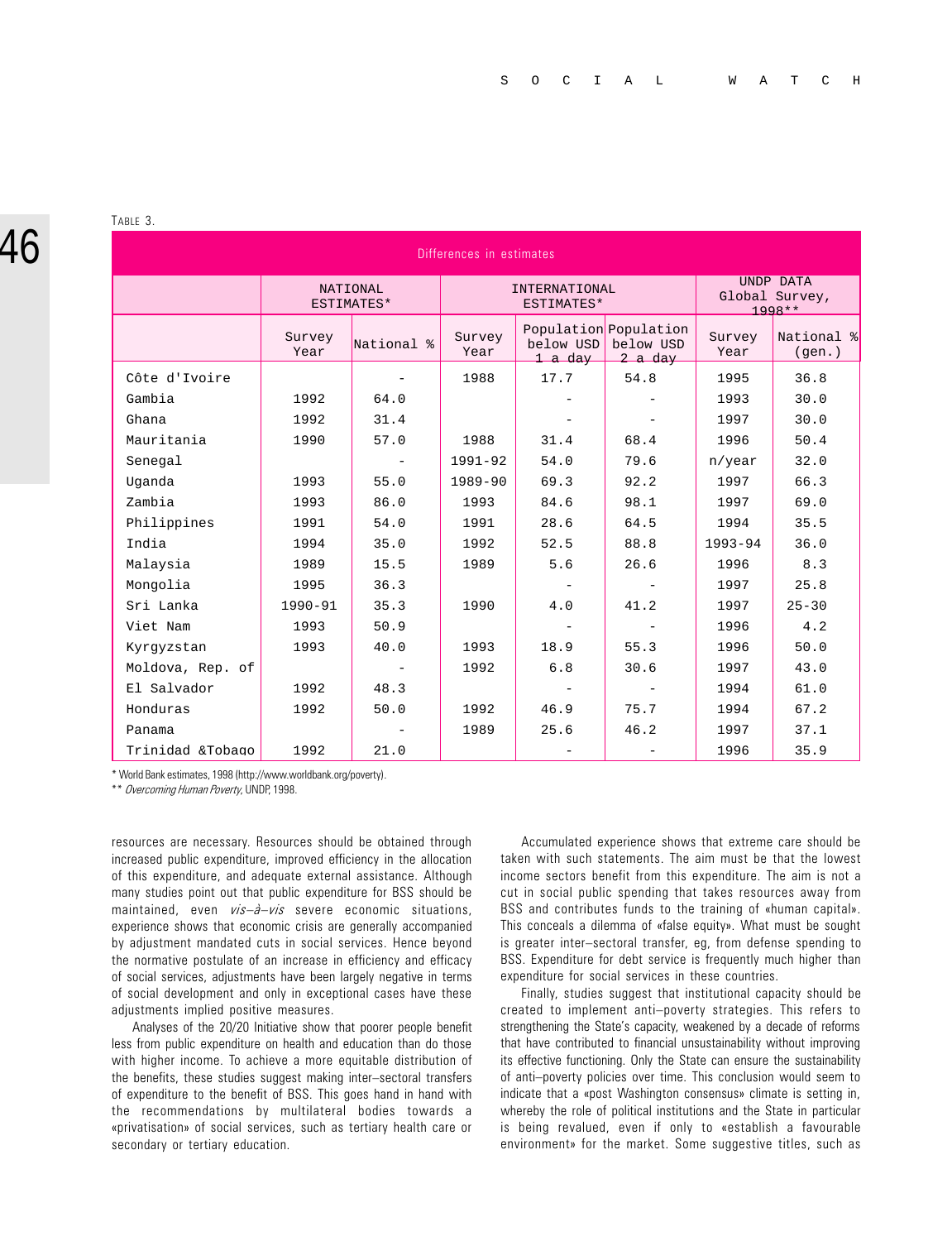TABLE 3.

| Differences in estimates | | | | | | | |
|---|---|---|---|---|---|---|---|
| | NATIONAL ESTIMATES* | | INTERNATIONAL ESTIMATES* | | | UNDP DATA Global Survey, 1998** | |
| | Survey Year | National % | Survey Year | Population below USD 1 a day | Population below USD 2 a day | Survey Year | National % (gen.) |
| Côte d'Ivoire | | - | 1988 | 17.7 | 54.8 | 1995 | 36.8 |
| Gambia | 1992 | 64.0 | | - | - | 1993 | 30.0 |
| Ghana | 1992 | 31.4 | | - | - | 1997 | 30.0 |
| Mauritania | 1990 | 57.0 | 1988 | 31.4 | 68.4 | 1996 | 50.4 |
| Senegal | | - | 1991-92 | 54.0 | 79.6 | n/year | 32.0 |
| Uganda | 1993 | 55.0 | 1989-90 | 69.3 | 92.2 | 1997 | 66.3 |
| Zambia | 1993 | 86.0 | 1993 | 84.6 | 98.1 | 1997 | 69.0 |
| Philippines | 1991 | 54.0 | 1991 | 28.6 | 64.5 | 1994 | 35.5 |
| India | 1994 | 35.0 | 1992 | 52.5 | 88.8 | 1993-94 | 36.0 |
| Malaysia | 1989 | 15.5 | 1989 | 5.6 | 26.6 | 1996 | 8.3 |
| Mongolia | 1995 | 36.3 | | - | - | 1997 | 25.8 |
| Sri Lanka | 1990-91 | 35.3 | 1990 | 4.0 | 41.2 | 1997 | 25-30 |
| Viet Nam | 1993 | 50.9 | | - | - | 1996 | 4.2 |
| Kyrgyzstan | 1993 | 40.0 | 1993 | 18.9 | 55.3 | 1996 | 50.0 |
| Moldova, Rep. of | | - | 1992 | 6.8 | 30.6 | 1997 | 43.0 |
| El Salvador | 1992 | 48.3 | | - | - | 1994 | 61.0 |
| Honduras | 1992 | 50.0 | 1992 | 46.9 | 75.7 | 1994 | 67.2 |
| Panama | | - | 1989 | 25.6 | 46.2 | 1997 | 37.1 |
| Trinidad &Tobago | 1992 | 21.0 | | - | - | 1996 | 35.9 |

\* World Bank estimates, 1998 (http://www.worldbank.org/poverty).

\*\* *Overcoming Human Poverty*, UNDP, 1998.

resources are necessary. Resources should be obtained through increased public expenditure, improved efficiency in the allocation of this expenditure, and adequate external assistance. Although many studies point out that public expenditure for BSS should be maintained, even *vis–à–vis* severe economic situations, experience shows that economic crisis are generally accompanied by adjustment mandated cuts in social services. Hence beyond the normative postulate of an increase in efficiency and efficacy of social services, adjustments have been largely negative in terms of social development and only in exceptional cases have these adjustments implied positive measures.

Analyses of the 20/20 Initiative show that poorer people benefit less from public expenditure on health and education than do those with higher income. To achieve a more equitable distribution of the benefits, these studies suggest making inter–sectoral transfers of expenditure to the benefit of BSS. This goes hand in hand with the recommendations by multilateral bodies towards a «privatisation» of social services, such as tertiary health care or secondary or tertiary education.

Accumulated experience shows that extreme care should be taken with such statements. The aim must be that the lowest income sectors benefit from this expenditure. The aim is not a cut in social public spending that takes resources away from BSS and contributes funds to the training of «human capital». This conceals a dilemma of «false equity». What must be sought is greater inter–sectoral transfer, eg, from defense spending to BSS. Expenditure for debt service is frequently much higher than expenditure for social services in these countries.

Finally, studies suggest that institutional capacity should be created to implement anti–poverty strategies. This refers to strengthening the State's capacity, weakened by a decade of reforms that have contributed to financial unsustainability without improving its effective functioning. Only the State can ensure the sustainability of anti–poverty policies over time. This conclusion would seem to indicate that a «post Washington consensus» climate is setting in, whereby the role of political institutions and the State in particular is being revalued, even if only to «establish a favourable environment» for the market. Some suggestive titles, such as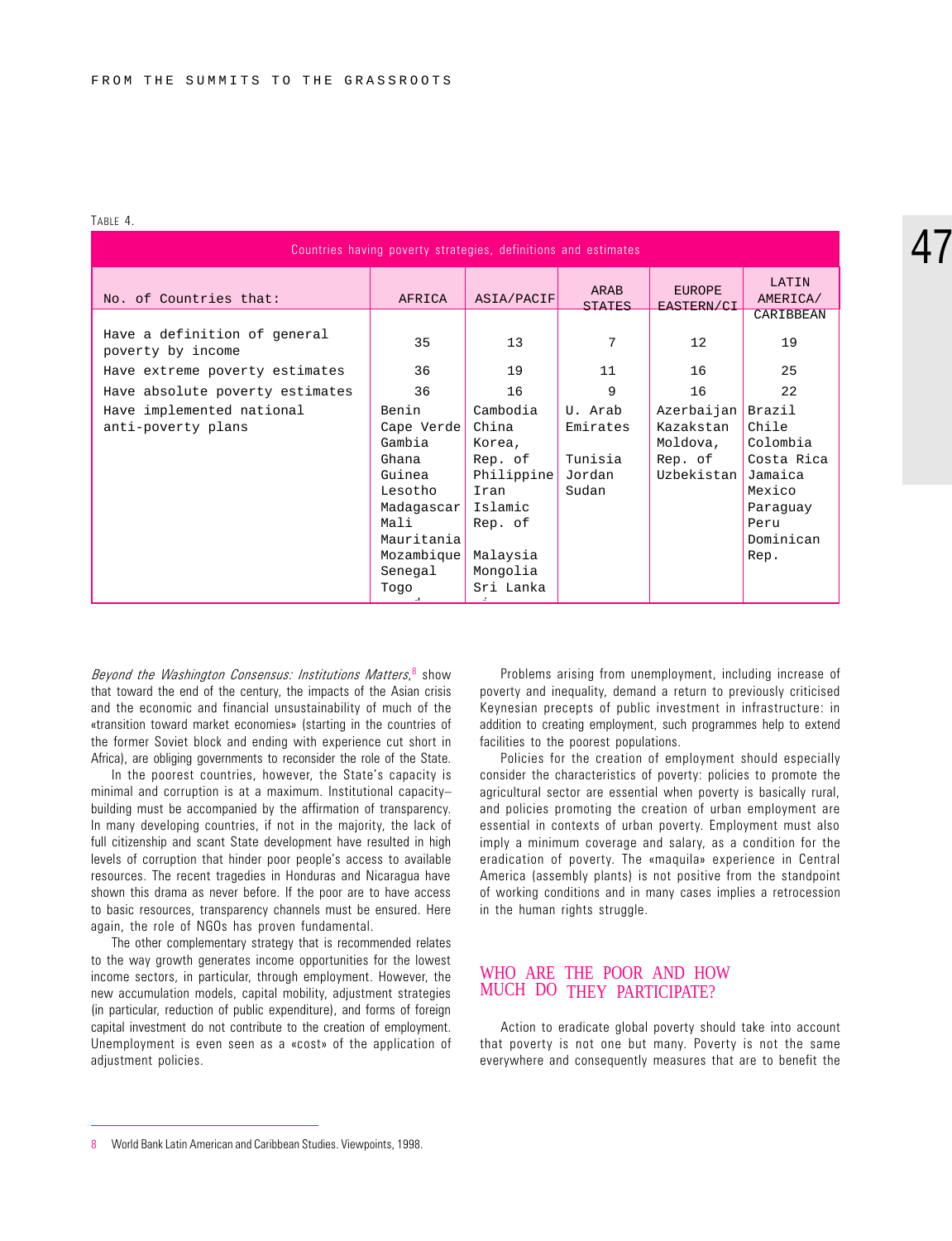TABLE 4.

| Countries having poverty strategies, definitions and estimates | | | | | |
|---|---|---|---|---|---|
| No. of Countries that: | AFRICA | ASIA/PACIF | ARAB STATES | EUROPE EASTERN/CI | LATIN AMERICA/ CARIBBEAN |
| Have a definition of general poverty by income | 35 | 13 | 7 | 12 | 19 |
| Have extreme poverty estimates | 36 | 19 | 11 | 16 | 25 |
| Have absolute poverty estimates | 36 | 16 | 9 | 16 | 22 |
| Have implemented national anti-poverty plans | Benin, Cape Verde, Gambia, Ghana, Guinea, Lesotho, Madagascar, Mali, Mauritania, Mozambique, Senegal, Togo | Cambodia, China, Korea, Rep. of, Philippine, Iran Islamic Rep. of, Malaysia, Mongolia, Sri Lanka | U. Arab Emirates, Tunisia, Jordan, Sudan | Azerbaijan, Kazakstan, Moldova, Rep. of, Uzbekistan | Brazil, Chile, Colombia, Costa Rica, Jamaica, Mexico, Paraguay, Peru, Dominican Rep. |

*Beyond the Washington Consensus: Institutions Matters*,[8] show that toward the end of the century, the impacts of the Asian crisis and the economic and financial unsustainability of much of the «transition toward market economies» (starting in the countries of the former Soviet block and ending with experience cut short in Africa), are obliging governments to reconsider the role of the State.

In the poorest countries, however, the State's capacity is minimal and corruption is at a maximum. Institutional capacity-building must be accompanied by the affirmation of transparency. In many developing countries, if not in the majority, the lack of full citizenship and scant State development have resulted in high levels of corruption that hinder poor people's access to available resources. The recent tragedies in Honduras and Nicaragua have shown this drama as never before. If the poor are to have access to basic resources, transparency channels must be ensured. Here again, the role of NGOs has proven fundamental.

The other complementary strategy that is recommended relates to the way growth generates income opportunities for the lowest income sectors, in particular, through employment. However, the new accumulation models, capital mobility, adjustment strategies (in particular, reduction of public expenditure), and forms of foreign capital investment do not contribute to the creation of employment. Unemployment is even seen as a «cost» of the application of adjustment policies.

Problems arising from unemployment, including increase of poverty and inequality, demand a return to previously criticised Keynesian precepts of public investment in infrastructure: in addition to creating employment, such programmes help to extend facilities to the poorest populations.

Policies for the creation of employment should especially consider the characteristics of poverty: policies to promote the agricultural sector are essential when poverty is basically rural, and policies promoting the creation of urban employment are essential in contexts of urban poverty. Employment must also imply a minimum coverage and salary, as a condition for the eradication of poverty. The «maquila» experience in Central America (assembly plants) is not positive from the standpoint of working conditions and in many cases implies a retrocession in the human rights struggle.

## WHO ARE THE POOR AND HOW MUCH DO THEY PARTICIPATE?

Action to eradicate global poverty should take into account that poverty is not one but many. Poverty is not the same everywhere and consequently measures that are to benefit the

---

8 World Bank Latin American and Caribbean Studies. Viewpoints, 1998.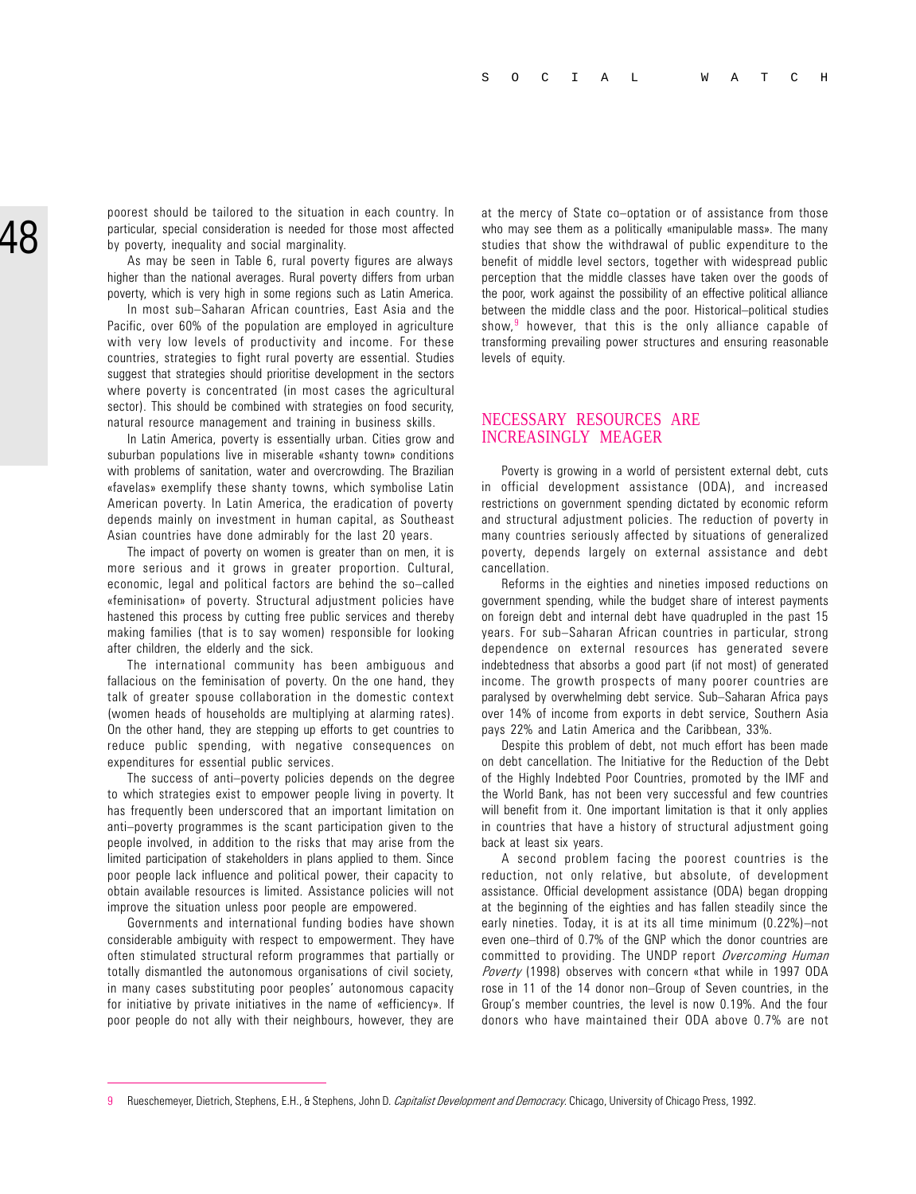poorest should be tailored to the situation in each country. In particular, special consideration is needed for those most affected by poverty, inequality and social marginality.

As may be seen in Table 6, rural poverty figures are always higher than the national averages. Rural poverty differs from urban poverty, which is very high in some regions such as Latin America.

In most sub–Saharan African countries, East Asia and the Pacific, over 60% of the population are employed in agriculture with very low levels of productivity and income. For these countries, strategies to fight rural poverty are essential. Studies suggest that strategies should prioritise development in the sectors where poverty is concentrated (in most cases the agricultural sector). This should be combined with strategies on food security, natural resource management and training in business skills.

In Latin America, poverty is essentially urban. Cities grow and suburban populations live in miserable «shanty town» conditions with problems of sanitation, water and overcrowding. The Brazilian «favelas» exemplify these shanty towns, which symbolise Latin American poverty. In Latin America, the eradication of poverty depends mainly on investment in human capital, as Southeast Asian countries have done admirably for the last 20 years.

The impact of poverty on women is greater than on men, it is more serious and it grows in greater proportion. Cultural, economic, legal and political factors are behind the so–called «feminisation» of poverty. Structural adjustment policies have hastened this process by cutting free public services and thereby making families (that is to say women) responsible for looking after children, the elderly and the sick.

The international community has been ambiguous and fallacious on the feminisation of poverty. On the one hand, they talk of greater spouse collaboration in the domestic context (women heads of households are multiplying at alarming rates). On the other hand, they are stepping up efforts to get countries to reduce public spending, with negative consequences on expenditures for essential public services.

The success of anti–poverty policies depends on the degree to which strategies exist to empower people living in poverty. It has frequently been underscored that an important limitation on anti–poverty programmes is the scant participation given to the people involved, in addition to the risks that may arise from the limited participation of stakeholders in plans applied to them. Since poor people lack influence and political power, their capacity to obtain available resources is limited. Assistance policies will not improve the situation unless poor people are empowered.

Governments and international funding bodies have shown considerable ambiguity with respect to empowerment. They have often stimulated structural reform programmes that partially or totally dismantled the autonomous organisations of civil society, in many cases substituting poor peoples' autonomous capacity for initiative by private initiatives in the name of «efficiency». If poor people do not ally with their neighbours, however, they are at the mercy of State co–optation or of assistance from those who may see them as a politically «manipulable mass». The many studies that show the withdrawal of public expenditure to the benefit of middle level sectors, together with widespread public perception that the middle classes have taken over the goods of the poor, work against the possibility of an effective political alliance between the middle class and the poor. Historical–political studies show,[9] however, that this is the only alliance capable of transforming prevailing power structures and ensuring reasonable levels of equity.

## NECESSARY RESOURCES ARE INCREASINGLY MEAGER

Poverty is growing in a world of persistent external debt, cuts in official development assistance (ODA), and increased restrictions on government spending dictated by economic reform and structural adjustment policies. The reduction of poverty in many countries seriously affected by situations of generalized poverty, depends largely on external assistance and debt cancellation.

Reforms in the eighties and nineties imposed reductions on government spending, while the budget share of interest payments on foreign debt and internal debt have quadrupled in the past 15 years. For sub–Saharan African countries in particular, strong dependence on external resources has generated severe indebtedness that absorbs a good part (if not most) of generated income. The growth prospects of many poorer countries are paralysed by overwhelming debt service. Sub–Saharan Africa pays over 14% of income from exports in debt service, Southern Asia pays 22% and Latin America and the Caribbean, 33%.

Despite this problem of debt, not much effort has been made on debt cancellation. The Initiative for the Reduction of the Debt of the Highly Indebted Poor Countries, promoted by the IMF and the World Bank, has not been very successful and few countries will benefit from it. One important limitation is that it only applies in countries that have a history of structural adjustment going back at least six years.

A second problem facing the poorest countries is the reduction, not only relative, but absolute, of development assistance. Official development assistance (ODA) began dropping at the beginning of the eighties and has fallen steadily since the early nineties. Today, it is at its all time minimum (0.22%)–not even one–third of 0.7% of the GNP which the donor countries are committed to providing. The UNDP report *Overcoming Human Poverty* (1998) observes with concern «that while in 1997 ODA rose in 11 of the 14 donor non–Group of Seven countries, in the Group's member countries, the level is now 0.19%. And the four donors who have maintained their ODA above 0.7% are not

---

9 Rueschemeyer, Dietrich, Stephens, E.H., & Stephens, John D. *Capitalist Development and Democracy*. Chicago, University of Chicago Press, 1992.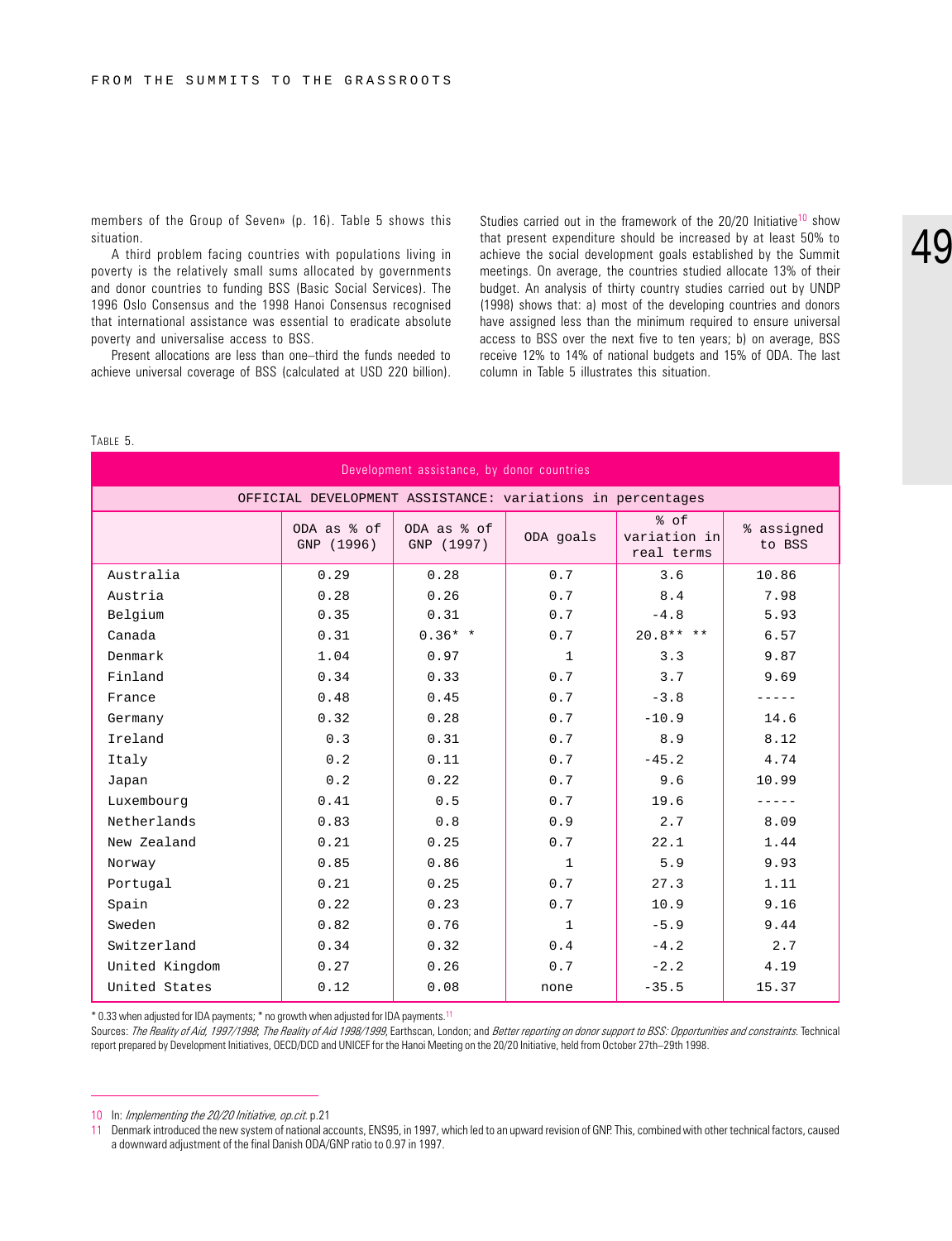members of the Group of Seven» (p. 16). Table 5 shows this situation.

A third problem facing countries with populations living in poverty is the relatively small sums allocated by governments and donor countries to funding BSS (Basic Social Services). The 1996 Oslo Consensus and the 1998 Hanoi Consensus recognised that international assistance was essential to eradicate absolute poverty and universalise access to BSS.

Present allocations are less than one–third the funds needed to achieve universal coverage of BSS (calculated at USD 220 billion). Studies carried out in the framework of the 20/20 Initiative[10] show that present expenditure should be increased by at least 50% to achieve the social development goals established by the Summit meetings. On average, the countries studied allocate 13% of their budget. An analysis of thirty country studies carried out by UNDP (1998) shows that: a) most of the developing countries and donors have assigned less than the minimum required to ensure universal access to BSS over the next five to ten years; b) on average, BSS receive 12% to 14% of national budgets and 15% of ODA. The last column in Table 5 illustrates this situation.

TABLE 5.

| Development assistance, by donor countries | | | | | |
|---|---|---|---|---|---|
| OFFICIAL DEVELOPMENT ASSISTANCE: variations in percentages | | | | | |
| | ODA as % of GNP (1996) | ODA as % of GNP (1997) | ODA goals | % of variation in real terms | % assigned to BSS |
| Australia | 0.29 | 0.28 | 0.7 | 3.6 | 10.86 |
| Austria | 0.28 | 0.26 | 0.7 | 8.4 | 7.98 |
| Belgium | 0.35 | 0.31 | 0.7 | -4.8 | 5.93 |
| Canada | 0.31 | 0.36* * | 0.7 | 20.8** ** | 6.57 |
| Denmark | 1.04 | 0.97 | 1 | 3.3 | 9.87 |
| Finland | 0.34 | 0.33 | 0.7 | 3.7 | 9.69 |
| France | 0.48 | 0.45 | 0.7 | -3.8 | ----- |
| Germany | 0.32 | 0.28 | 0.7 | -10.9 | 14.6 |
| Ireland | 0.3 | 0.31 | 0.7 | 8.9 | 8.12 |
| Italy | 0.2 | 0.11 | 0.7 | -45.2 | 4.74 |
| Japan | 0.2 | 0.22 | 0.7 | 9.6 | 10.99 |
| Luxembourg | 0.41 | 0.5 | 0.7 | 19.6 | ----- |
| Netherlands | 0.83 | 0.8 | 0.9 | 2.7 | 8.09 |
| New Zealand | 0.21 | 0.25 | 0.7 | 22.1 | 1.44 |
| Norway | 0.85 | 0.86 | 1 | 5.9 | 9.93 |
| Portugal | 0.21 | 0.25 | 0.7 | 27.3 | 1.11 |
| Spain | 0.22 | 0.23 | 0.7 | 10.9 | 9.16 |
| Sweden | 0.82 | 0.76 | 1 | -5.9 | 9.44 |
| Switzerland | 0.34 | 0.32 | 0.4 | -4.2 | 2.7 |
| United Kingdom | 0.27 | 0.26 | 0.7 | -2.2 | 4.19 |
| United States | 0.12 | 0.08 | none | -35.5 | 15.37 |

* 0.33 when adjusted for IDA payments; * no growth when adjusted for IDA payments.[11]

Sources: *The Reality of Aid, 1997/1998*; *The Reality of Aid 1998/1999*, Earthscan, London; and *Better reporting on donor support to BSS: Opportunities and constraints*. Technical report prepared by Development Initiatives, OECD/DCD and UNICEF for the Hanoi Meeting on the 20/20 Initiative, held from October 27th–29th 1998.

---

10 In: *Implementing the 20/20 Initiative, op.cit.* p.21

11 Denmark introduced the new system of national accounts, ENS95, in 1997, which led to an upward revision of GNP. This, combined with other technical factors, caused a downward adjustment of the final Danish ODA/GNP ratio to 0.97 in 1997.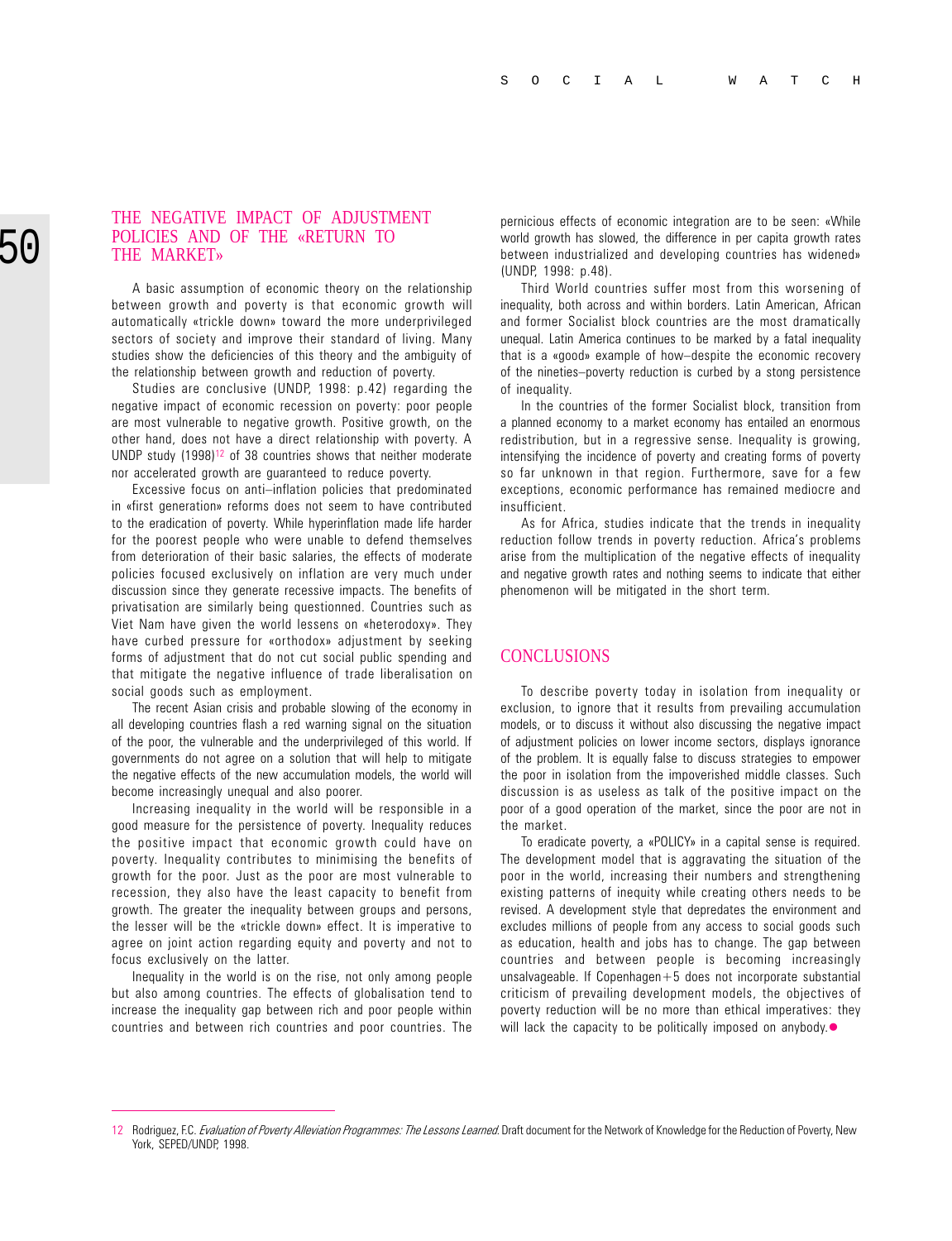## THE NEGATIVE IMPACT OF ADJUSTMENT POLICIES AND OF THE «RETURN TO THE MARKET»

A basic assumption of economic theory on the relationship between growth and poverty is that economic growth will automatically «trickle down» toward the more underprivileged sectors of society and improve their standard of living. Many studies show the deficiencies of this theory and the ambiguity of the relationship between growth and reduction of poverty.

Studies are conclusive (UNDP, 1998: p.42) regarding the negative impact of economic recession on poverty: poor people are most vulnerable to negative growth. Positive growth, on the other hand, does not have a direct relationship with poverty. A UNDP study (1998)[12] of 38 countries shows that neither moderate nor accelerated growth are guaranteed to reduce poverty.

Excessive focus on anti–inflation policies that predominated in «first generation» reforms does not seem to have contributed to the eradication of poverty. While hyperinflation made life harder for the poorest people who were unable to defend themselves from deterioration of their basic salaries, the effects of moderate policies focused exclusively on inflation are very much under discussion since they generate recessive impacts. The benefits of privatisation are similarly being questionned. Countries such as Viet Nam have given the world lessens on «heterodoxy». They have curbed pressure for «orthodox» adjustment by seeking forms of adjustment that do not cut social public spending and that mitigate the negative influence of trade liberalisation on social goods such as employment.

The recent Asian crisis and probable slowing of the economy in all developing countries flash a red warning signal on the situation of the poor, the vulnerable and the underprivileged of this world. If governments do not agree on a solution that will help to mitigate the negative effects of the new accumulation models, the world will become increasingly unequal and also poorer.

Increasing inequality in the world will be responsible in a good measure for the persistence of poverty. Inequality reduces the positive impact that economic growth could have on poverty. Inequality contributes to minimising the benefits of growth for the poor. Just as the poor are most vulnerable to recession, they also have the least capacity to benefit from growth. The greater the inequality between groups and persons, the lesser will be the «trickle down» effect. It is imperative to agree on joint action regarding equity and poverty and not to focus exclusively on the latter.

Inequality in the world is on the rise, not only among people but also among countries. The effects of globalisation tend to increase the inequality gap between rich and poor people within countries and between rich countries and poor countries. The pernicious effects of economic integration are to be seen: «While world growth has slowed, the difference in per capita growth rates between industrialized and developing countries has widened» (UNDP, 1998: p.48).

Third World countries suffer most from this worsening of inequality, both across and within borders. Latin American, African and former Socialist block countries are the most dramatically unequal. Latin America continues to be marked by a fatal inequality that is a «good» example of how–despite the economic recovery of the nineties–poverty reduction is curbed by a stong persistence of inequality.

In the countries of the former Socialist block, transition from a planned economy to a market economy has entailed an enormous redistribution, but in a regressive sense. Inequality is growing, intensifying the incidence of poverty and creating forms of poverty so far unknown in that region. Furthermore, save for a few exceptions, economic performance has remained mediocre and insufficient.

As for Africa, studies indicate that the trends in inequality reduction follow trends in poverty reduction. Africa's problems arise from the multiplication of the negative effects of inequality and negative growth rates and nothing seems to indicate that either phenomenon will be mitigated in the short term.

## CONCLUSIONS

To describe poverty today in isolation from inequality or exclusion, to ignore that it results from prevailing accumulation models, or to discuss it without also discussing the negative impact of adjustment policies on lower income sectors, displays ignorance of the problem. It is equally false to discuss strategies to empower the poor in isolation from the impoverished middle classes. Such discussion is as useless as talk of the positive impact on the poor of a good operation of the market, since the poor are not in the market.

To eradicate poverty, a «POLICY» in a capital sense is required. The development model that is aggravating the situation of the poor in the world, increasing their numbers and strengthening existing patterns of inequity while creating others needs to be revised. A development style that depredates the environment and excludes millions of people from any access to social goods such as education, health and jobs has to change. The gap between countries and between people is becoming increasingly unsalvageable. If Copenhagen+5 does not incorporate substantial criticism of prevailing development models, the objectives of poverty reduction will be no more than ethical imperatives: they will lack the capacity to be politically imposed on anybody.●

---

12 Rodriguez, F.C. *Evaluation of Poverty Alleviation Programmes: The Lessons Learned.* Draft document for the Network of Knowledge for the Reduction of Poverty, New York, SEPED/UNDP, 1998.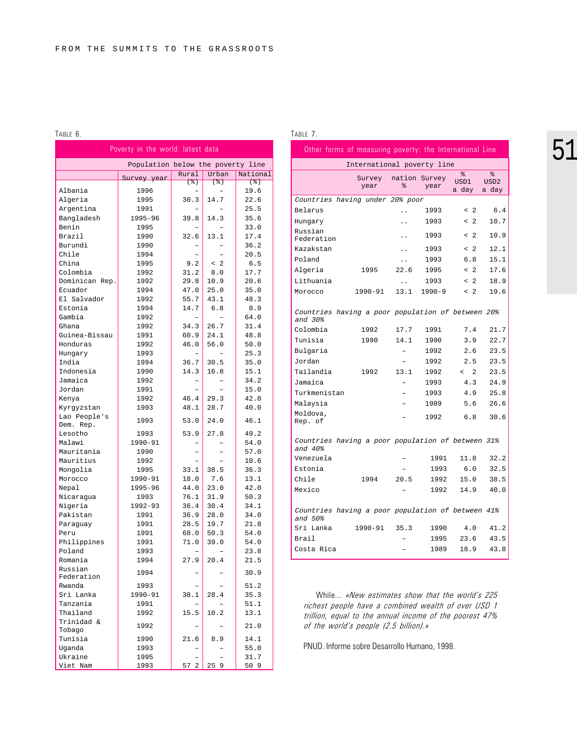TABLE 6.

| Poverty in the world: latest data | | | | |
|---|---|---|---|---|
| | | Population below the poverty line | | |
| | Survey year | Rural (%) | Urban (%) | National (%) |
| Albania | 1996 | – | – | 19.6 |
| Algeria | 1995 | 30.3 | 14.7 | 22.6 |
| Argentina | 1991 | – | – | 25.5 |
| Bangladesh | 1995-96 | 39.8 | 14.3 | 35.6 |
| Benin | 1995 | – | – | 33.0 |
| Brazil | 1990 | 32.6 | 13.1 | 17.4 |
| Burundi | 1990 | – | – | 36.2 |
| Chile | 1994 | – | – | 20.5 |
| China | 1995 | 9.2 | < 2 | 6.5 |
| Colombia | 1992 | 31.2 | 8.0 | 17.7 |
| Dominican Rep. | 1992 | 29.8 | 10.9 | 20.6 |
| Ecuador | 1994 | 47.0 | 25.0 | 35.0 |
| El Salvador | 1992 | 55.7 | 43.1 | 48.3 |
| Estonia | 1994 | 14.7 | 6.8 | 8.9 |
| Gambia | 1992 | – | – | 64.0 |
| Ghana | 1992 | 34.3 | 26.7 | 31.4 |
| Guinea-Bissau | 1991 | 60.9 | 24.1 | 48.8 |
| Honduras | 1992 | 46.0 | 56.0 | 50.0 |
| Hungary | 1993 | – | – | 25.3 |
| India | 1994 | 36.7 | 30.5 | 35.0 |
| Indonesia | 1990 | 14.3 | 16.8 | 15.1 |
| Jamaica | 1992 | – | – | 34.2 |
| Jordan | 1991 | – | – | 15.0 |
| Kenya | 1992 | 46.4 | 29.3 | 42.0 |
| Kyrgyzstan | 1993 | 48.1 | 28.7 | 40.0 |
| Lao People's Dem. Rep. | 1993 | 53.0 | 24.0 | 46.1 |
| Lesotho | 1993 | 53.9 | 27.8 | 49.2 |
| Malawi | 1990-91 | – | – | 54.0 |
| Mauritania | 1990 | – | – | 57.0 |
| Mauritius | 1992 | – | – | 10.6 |
| Mongolia | 1995 | 33.1 | 38.5 | 36.3 |
| Morocco | 1990-91 | 18.0 | 7.6 | 13.1 |
| Nepal | 1995-96 | 44.0 | 23.0 | 42.0 |
| Nicaragua | 1993 | 76.1 | 31.9 | 50.3 |
| Nigeria | 1992-93 | 36.4 | 30.4 | 34.1 |
| Pakistan | 1991 | 36.9 | 28.0 | 34.0 |
| Paraguay | 1991 | 28.5 | 19.7 | 21.8 |
| Peru | 1991 | 68.0 | 50.3 | 54.0 |
| Philippines | 1991 | 71.0 | 39.0 | 54.0 |
| Poland | 1993 | – | – | 23.8 |
| Romania | 1994 | 27.9 | 20.4 | 21.5 |
| Russian Federation | 1994 | – | – | 30.9 |
| Rwanda | 1993 | – | – | 51.2 |
| Sri Lanka | 1990-91 | 38.1 | 28.4 | 35.3 |
| Tanzania | 1991 | – | – | 51.1 |
| Thailand | 1992 | 15.5 | 10.2 | 13.1 |
| Trinidad & Tobago | 1992 | – | – | 21.0 |
| Tunisia | 1990 | 21.6 | 8.9 | 14.1 |
| Uganda | 1993 | – | – | 55.0 |
| Ukraine | 1995 | – | – | 31.7 |
| Viet Nam | 1993 | 57 2 | 25 9 | 50 9 |

TABLE 7.

| Other forms of measuring poverty: the International Line | | | | | |
|---|---|---|---|---|---|
| | International poverty line | | | | |
| | Survey year | nation % | Survey year | % USD1 a day | % USD2 a day |
| *Countries having under 20% poor* | | | | | |
| Belarus | | .. | 1993 | < 2 | 6.4 |
| Hungary | | .. | 1993 | < 2 | 10.7 |
| Russian Federation | | .. | 1993 | < 2 | 10.9 |
| Kazakstan | | .. | 1993 | < 2 | 12.1 |
| Poland | | .. | 1993 | 6.8 | 15.1 |
| Algeria | 1995 | 22.6 | 1995 | < 2 | 17.6 |
| Lithuania | | .. | 1993 | < 2 | 18.9 |
| Morocco | 1990-91 | 13.1 | 1990-9 | < 2 | 19.6 |
| *Countries having a poor population of between 20% and 30%* | | | | | |
| Colombia | 1992 | 17.7 | 1991 | 7.4 | 21.7 |
| Tunisia | 1990 | 14.1 | 1990 | 3.9 | 22.7 |
| Bulgaria | | – | 1992 | 2.6 | 23.5 |
| Jordan | | – | 1992 | 2.5 | 23.5 |
| Tailandia | 1992 | 13.1 | 1992 | < 2 | 23.5 |
| Jamaica | | – | 1993 | 4.3 | 24.9 |
| Turkmenistan | | – | 1993 | 4.9 | 25.8 |
| Malaysia | | – | 1989 | 5.6 | 26.6 |
| Moldova, Rep. of | | – | 1992 | 6.8 | 30.6 |
| *Countries having a poor population of between 31% and 40%* | | | | | |
| Venezuela | | – | 1991 | 11.8 | 32.2 |
| Estonia | | – | 1993 | 6.0 | 32.5 |
| Chile | 1994 | 20.5 | 1992 | 15.0 | 38.5 |
| Mexico | | – | 1992 | 14.9 | 40.0 |
| *Countries having a poor population of between 41% and 50%* | | | | | |
| Sri Lanka | 1990-91 | 35.3 | 1990 | 4.0 | 41.2 |
| Brail | | – | 1995 | 23.6 | 43.5 |
| Costa Rica | | – | 1989 | 18.9 | 43.8 |

While... *«New estimates show that the world's 225 richest people have a combined wealth of over USD 1 trillion, equal to the annual income of the poorest 47% of the world's people (2.5 billion).»*

PNUD. Informe sobre Desarrollo Humano, 1998.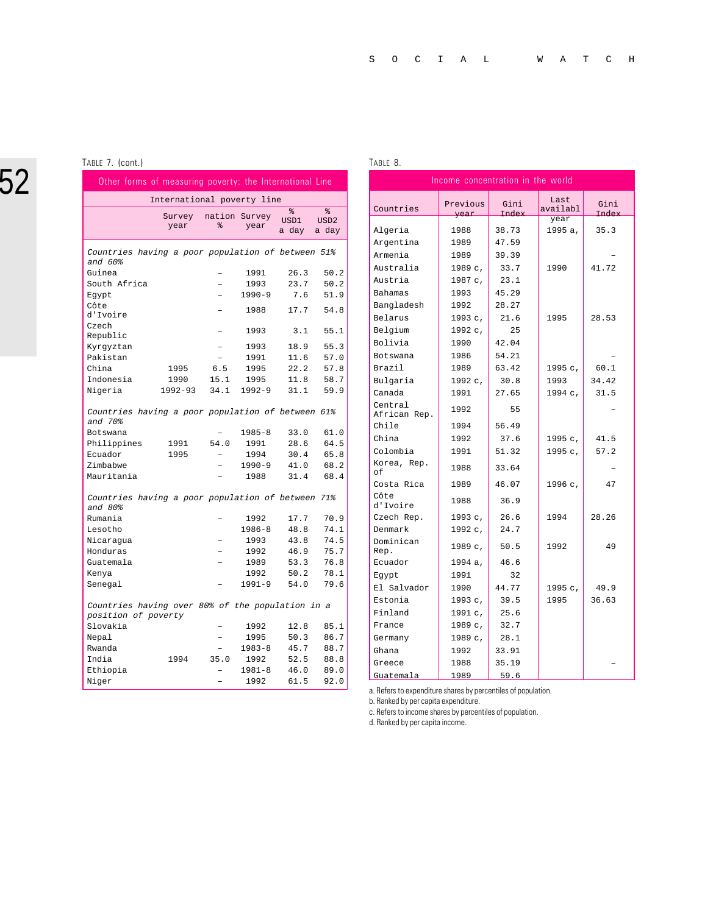TABLE 7. (cont.)

| Other forms of measuring poverty: the International Line | | | | | |
|---|---|---|---|---|---|
| | International poverty line | | | | |
| | Survey year | nation % | Survey year | % USD1 a day | % USD2 a day |
| *Countries having a poor population of between 51% and 60%* | | | | | |
| Guinea | | – | 1991 | 26.3 | 50.2 |
| South Africa | | – | 1993 | 23.7 | 50.2 |
| Egypt | | – | 1990-9 | 7.6 | 51.9 |
| Côte d'Ivoire | | – | 1988 | 17.7 | 54.8 |
| Czech Republic | | – | 1993 | 3.1 | 55.1 |
| Kyrgyztan | | – | 1993 | 18.9 | 55.3 |
| Pakistan | | – | 1991 | 11.6 | 57.0 |
| China | 1995 | 6.5 | 1995 | 22.2 | 57.8 |
| Indonesia | 1990 | 15.1 | 1995 | 11.8 | 58.7 |
| Nigeria | 1992-93 | 34.1 | 1992-9 | 31.1 | 59.9 |
| *Countries having a poor population of between 61% and 70%* | | | | | |
| Botswana | | – | 1985-8 | 33.0 | 61.0 |
| Philippines | 1991 | 54.0 | 1991 | 28.6 | 64.5 |
| Ecuador | 1995 | – | 1994 | 30.4 | 65.8 |
| Zimbabwe | | – | 1990-9 | 41.0 | 68.2 |
| Mauritania | | – | 1988 | 31.4 | 68.4 |
| *Countries having a poor population of between 71% and 80%* | | | | | |
| Rumania | | – | 1992 | 17.7 | 70.9 |
| Lesotho | | | 1986-8 | 48.8 | 74.1 |
| Nicaragua | | – | 1993 | 43.8 | 74.5 |
| Honduras | | – | 1992 | 46.9 | 75.7 |
| Guatemala | | – | 1989 | 53.3 | 76.8 |
| Kenya | | | 1992 | 50.2 | 78.1 |
| Senegal | | – | 1991-9 | 54.0 | 79.6 |
| *Countries having over 80% of the population in a position of poverty* | | | | | |
| Slovakia | | – | 1992 | 12.8 | 85.1 |
| Nepal | | – | 1995 | 50.3 | 86.7 |
| Rwanda | | – | 1983-8 | 45.7 | 88.7 |
| India | 1994 | 35.0 | 1992 | 52.5 | 88.8 |
| Ethiopia | | – | 1981-8 | 46.0 | 89.0 |
| Niger | | – | 1992 | 61.5 | 92.0 |

TABLE 8.

| Income concentration in the world | | | | |
|---|---|---|---|---|
| Countries | Previous year | Gini Index | Last available year | Gini Index |
| Algeria | 1988 | 38.73 | 1995 a, | 35.3 |
| Argentina | 1989 | 47.59 | | |
| Armenia | 1989 | 39.39 | | – |
| Australia | 1989 c, | 33.7 | 1990 | 41.72 |
| Austria | 1987 c, | 23.1 | | |
| Bahamas | 1993 | 45.29 | | |
| Bangladesh | 1992 | 28.27 | | |
| Belarus | 1993 c, | 21.6 | 1995 | 28.53 |
| Belgium | 1992 c, | 25 | | |
| Bolivia | 1990 | 42.04 | | |
| Botswana | 1986 | 54.21 | | – |
| Brazil | 1989 | 63.42 | 1995 c, | 60.1 |
| Bulgaria | 1992 c, | 30.8 | 1993 | 34.42 |
| Canada | 1991 | 27.65 | 1994 c, | 31.5 |
| Central African Rep. | 1992 | 55 | | – |
| Chile | 1994 | 56.49 | | |
| China | 1992 | 37.6 | 1995 c, | 41.5 |
| Colombia | 1991 | 51.32 | 1995 c, | 57.2 |
| Korea, Rep. of | 1988 | 33.64 | | – |
| Costa Rica | 1989 | 46.07 | 1996 c, | 47 |
| Côte d'Ivoire | 1988 | 36.9 | | |
| Czech Rep. | 1993 c, | 26.6 | 1994 | 28.26 |
| Denmark | 1992 c, | 24.7 | | |
| Dominican Rep. | 1989 c, | 50.5 | 1992 | 49 |
| Ecuador | 1994 a, | 46.6 | | |
| Egypt | 1991 | 32 | | |
| El Salvador | 1990 | 44.77 | 1995 c, | 49.9 |
| Estonia | 1993 c, | 39.5 | 1995 | 36.63 |
| Finland | 1991 c, | 25.6 | | |
| France | 1989 c, | 32.7 | | |
| Germany | 1989 c, | 28.1 | | |
| Ghana | 1992 | 33.91 | | |
| Greece | 1988 | 35.19 | | – |
| Guatemala | 1989 | 59.6 | | |

a. Refers to expenditure shares by percentiles of population.
b. Ranked by per capita expenditure.
c. Refers to income shares by percentiles of population.
d. Ranked by per capita income.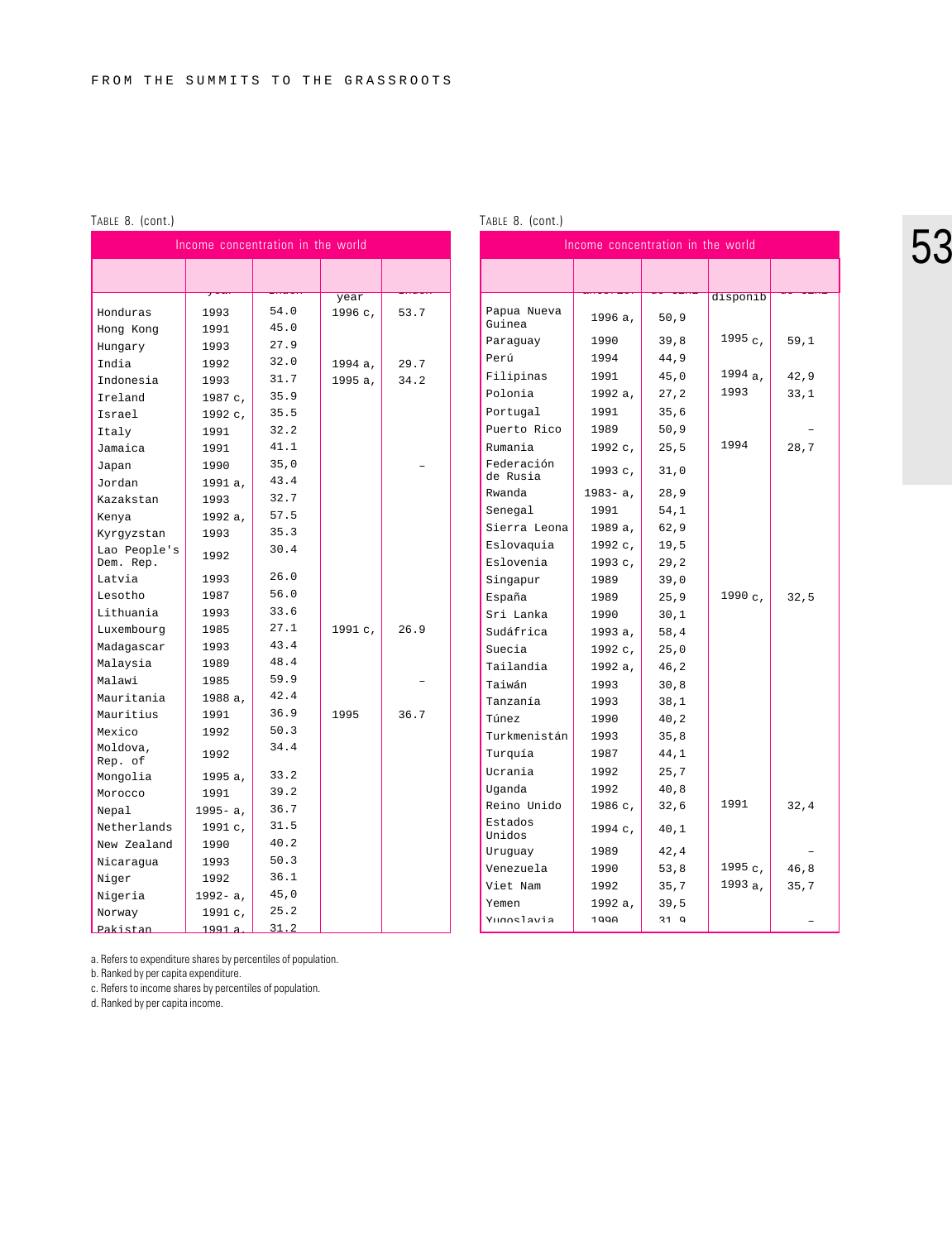TABLE 8. (cont.)

**Income concentration in the world**

| | year | index | year | index |
|---|---|---|---|---|
| Honduras | 1993 | 54.0 | 1996 c, | 53.7 |
| Hong Kong | 1991 | 45.0 | | |
| Hungary | 1993 | 27.9 | | |
| India | 1992 | 32.0 | 1994 a, | 29.7 |
| Indonesia | 1993 | 31.7 | 1995 a, | 34.2 |
| Ireland | 1987 c, | 35.9 | | |
| Israel | 1992 c, | 35.5 | | |
| Italy | 1991 | 32.2 | | |
| Jamaica | 1991 | 41.1 | | |
| Japan | 1990 | 35,0 | | – |
| Jordan | 1991 a, | 43.4 | | |
| Kazakstan | 1993 | 32.7 | | |
| Kenya | 1992 a, | 57.5 | | |
| Kyrgyzstan | 1993 | 35.3 | | |
| Lao People's Dem. Rep. | 1992 | 30.4 | | |
| Latvia | 1993 | 26.0 | | |
| Lesotho | 1987 | 56.0 | | |
| Lithuania | 1993 | 33.6 | | |
| Luxembourg | 1985 | 27.1 | 1991 c, | 26.9 |
| Madagascar | 1993 | 43.4 | | |
| Malaysia | 1989 | 48.4 | | |
| Malawi | 1985 | 59.9 | | – |
| Mauritania | 1988 a, | 42.4 | | |
| Mauritius | 1991 | 36.9 | 1995 | 36.7 |
| Mexico | 1992 | 50.3 | | |
| Moldova, Rep. of | 1992 | 34.4 | | |
| Mongolia | 1995 a, | 33.2 | | |
| Morocco | 1991 | 39.2 | | |
| Nepal | 1995- a, | 36.7 | | |
| Netherlands | 1991 c, | 31.5 | | |
| New Zealand | 1990 | 40.2 | | |
| Nicaragua | 1993 | 50.3 | | |
| Niger | 1992 | 36.1 | | |
| Nigeria | 1992- a, | 45,0 | | |
| Norway | 1991 c, | 25.2 | | |
| Pakistan | 1991 a, | 31.2 | | |

TABLE 8. (cont.)

**Income concentration in the world**

| | encuesta | de Gini | disponib | de Gini |
|---|---|---|---|---|
| Papua Nueva Guinea | 1996 a, | 50,9 | | |
| Paraguay | 1990 | 39,8 | 1995 c, | 59,1 |
| Perú | 1994 | 44,9 | | |
| Filipinas | 1991 | 45,0 | 1994 a, | 42,9 |
| Polonia | 1992 a, | 27,2 | 1993 | 33,1 |
| Portugal | 1991 | 35,6 | | |
| Puerto Rico | 1989 | 50,9 | | – |
| Rumania | 1992 c, | 25,5 | 1994 | 28,7 |
| Federación de Rusia | 1993 c, | 31,0 | | |
| Rwanda | 1983- a, | 28,9 | | |
| Senegal | 1991 | 54,1 | | |
| Sierra Leona | 1989 a, | 62,9 | | |
| Eslovaquia | 1992 c, | 19,5 | | |
| Eslovenia | 1993 c, | 29,2 | | |
| Singapur | 1989 | 39,0 | | |
| España | 1989 | 25,9 | 1990 c, | 32,5 |
| Sri Lanka | 1990 | 30,1 | | |
| Sudáfrica | 1993 a, | 58,4 | | |
| Suecia | 1992 c, | 25,0 | | |
| Tailandia | 1992 a, | 46,2 | | |
| Taiwán | 1993 | 30,8 | | |
| Tanzanía | 1993 | 38,1 | | |
| Túnez | 1990 | 40,2 | | |
| Turkmenistán | 1993 | 35,8 | | |
| Turquía | 1987 | 44,1 | | |
| Ucrania | 1992 | 25,7 | | |
| Uganda | 1992 | 40,8 | | |
| Reino Unido | 1986 c, | 32,6 | 1991 | 32,4 |
| Estados Unidos | 1994 c, | 40,1 | | |
| Uruguay | 1989 | 42,4 | | – |
| Venezuela | 1990 | 53,8 | 1995 c, | 46,8 |
| Viet Nam | 1992 | 35,7 | 1993 a, | 35,7 |
| Yemen | 1992 a, | 39,5 | | |
| Yugoslavia | 1990 | 31,9 | | – |

a. Refers to expenditure shares by percentiles of population.
b. Ranked by per capita expenditure.
c. Refers to income shares by percentiles of population.
d. Ranked by per capita income.